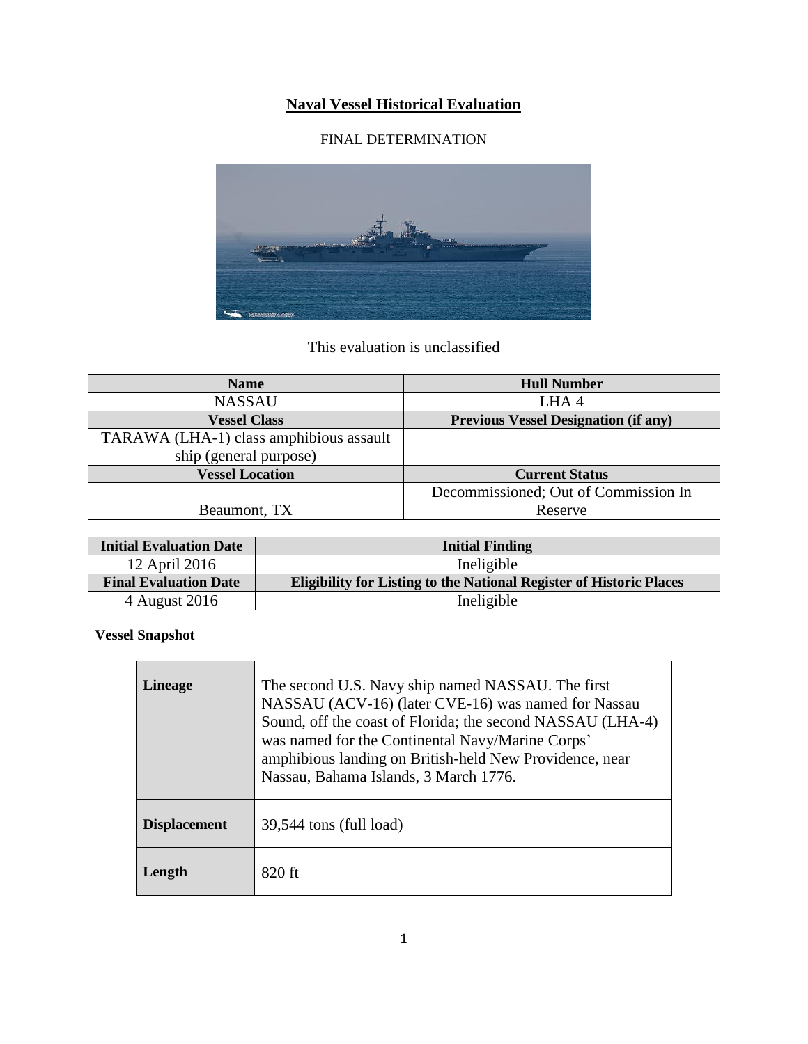# Naval Vessel Historical Evaluation

FINAL DETERMINATION

This evaluation is unclassified

| Name | Hull Number |
|---|---|
| NASSAU | LHA 4 |
| **Vessel Class** | **Previous Vessel Designation (if any)** |
| TARAWA (LHA-1) class amphibious assault ship (general purpose) | |
| **Vessel Location** | **Current Status** |
| Beaumont, TX | Decommissioned; Out of Commission In Reserve |

| Initial Evaluation Date | Initial Finding |
|---|---|
| 12 April 2016 | Ineligible |
| **Final Evaluation Date** | **Eligibility for Listing to the National Register of Historic Places** |
| 4 August 2016 | Ineligible |

**Vessel Snapshot**

| | |
|---|---|
| **Lineage** | The second U.S. Navy ship named NASSAU. The first NASSAU (ACV-16) (later CVE-16) was named for Nassau Sound, off the coast of Florida; the second NASSAU (LHA-4) was named for the Continental Navy/Marine Corps' amphibious landing on British-held New Providence, near Nassau, Bahama Islands, 3 March 1776. |
| **Displacement** | 39,544 tons (full load) |
| **Length** | 820 ft |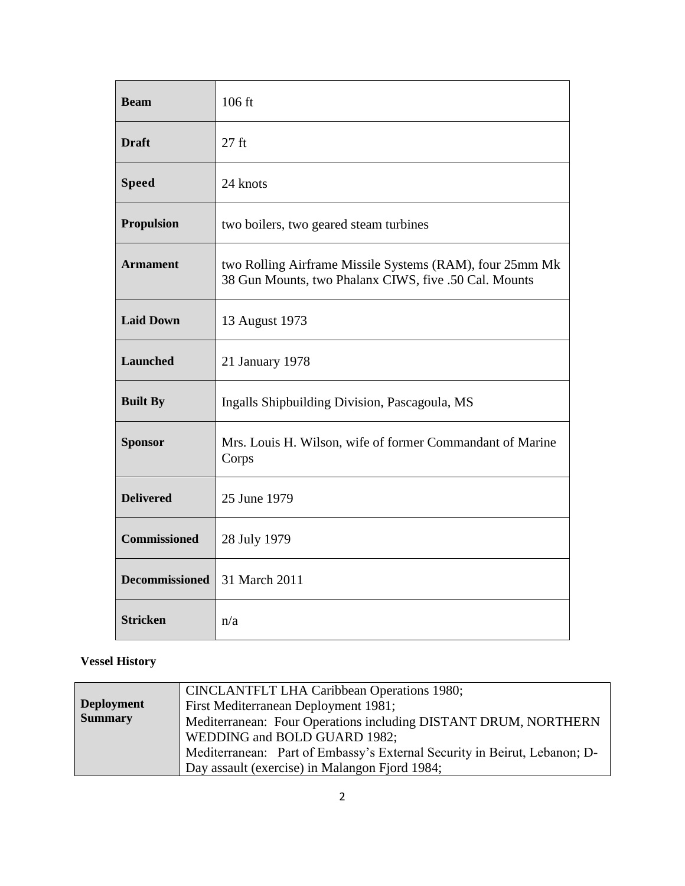| | |
|---|---|
| **Beam** | 106 ft |
| **Draft** | 27 ft |
| **Speed** | 24 knots |
| **Propulsion** | two boilers, two geared steam turbines |
| **Armament** | two Rolling Airframe Missile Systems (RAM), four 25mm Mk 38 Gun Mounts, two Phalanx CIWS, five .50 Cal. Mounts |
| **Laid Down** | 13 August 1973 |
| **Launched** | 21 January 1978 |
| **Built By** | Ingalls Shipbuilding Division, Pascagoula, MS |
| **Sponsor** | Mrs. Louis H. Wilson, wife of former Commandant of Marine Corps |
| **Delivered** | 25 June 1979 |
| **Commissioned** | 28 July 1979 |
| **Decommissioned** | 31 March 2011 |
| **Stricken** | n/a |

**Vessel History**

| | |
|---|---|
| **Deployment Summary** | CINCLANTFLT LHA Caribbean Operations 1980;<br>First Mediterranean Deployment 1981;<br>Mediterranean: Four Operations including DISTANT DRUM, NORTHERN WEDDING and BOLD GUARD 1982;<br>Mediterranean: Part of Embassy's External Security in Beirut, Lebanon; D-Day assault (exercise) in Malangon Fjord 1984; |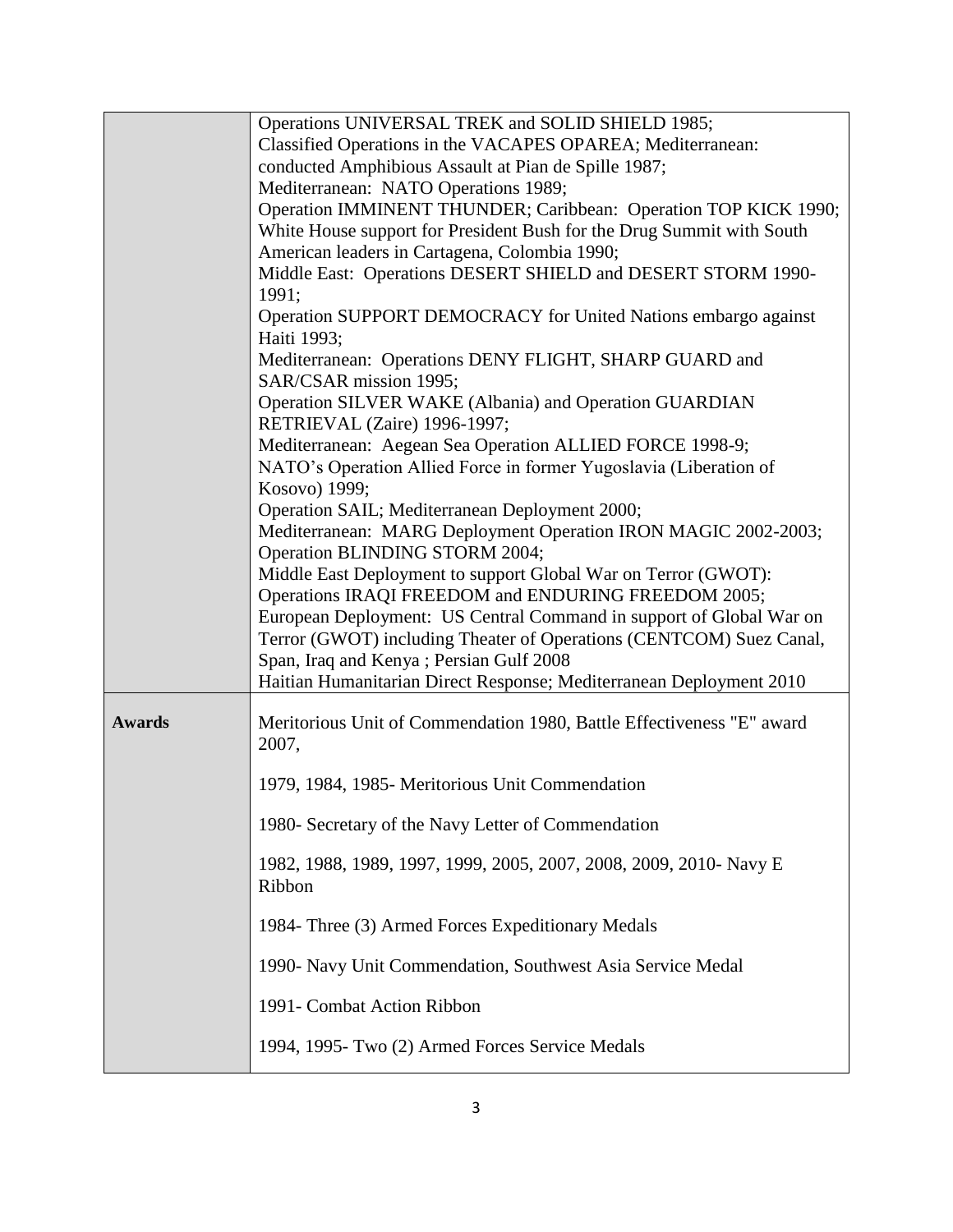| | |
|---|---|
| | Operations UNIVERSAL TREK and SOLID SHIELD 1985;<br>Classified Operations in the VACAPES OPAREA; Mediterranean: conducted Amphibious Assault at Pian de Spille 1987;<br>Mediterranean: NATO Operations 1989;<br>Operation IMMINENT THUNDER; Caribbean: Operation TOP KICK 1990;<br>White House support for President Bush for the Drug Summit with South American leaders in Cartagena, Colombia 1990;<br>Middle East: Operations DESERT SHIELD and DESERT STORM 1990-1991;<br>Operation SUPPORT DEMOCRACY for United Nations embargo against Haiti 1993;<br>Mediterranean: Operations DENY FLIGHT, SHARP GUARD and SAR/CSAR mission 1995;<br>Operation SILVER WAKE (Albania) and Operation GUARDIAN RETRIEVAL (Zaire) 1996-1997;<br>Mediterranean: Aegean Sea Operation ALLIED FORCE 1998-9;<br>NATO's Operation Allied Force in former Yugoslavia (Liberation of Kosovo) 1999;<br>Operation SAIL; Mediterranean Deployment 2000;<br>Mediterranean: MARG Deployment Operation IRON MAGIC 2002-2003;<br>Operation BLINDING STORM 2004;<br>Middle East Deployment to support Global War on Terror (GWOT): Operations IRAQI FREEDOM and ENDURING FREEDOM 2005;<br>European Deployment: US Central Command in support of Global War on Terror (GWOT) including Theater of Operations (CENTCOM) Suez Canal, Span, Iraq and Kenya ; Persian Gulf 2008<br>Haitian Humanitarian Direct Response; Mediterranean Deployment 2010 |
| **Awards** | Meritorious Unit of Commendation 1980, Battle Effectiveness "E" award 2007,<br><br>1979, 1984, 1985- Meritorious Unit Commendation<br><br>1980- Secretary of the Navy Letter of Commendation<br><br>1982, 1988, 1989, 1997, 1999, 2005, 2007, 2008, 2009, 2010- Navy E Ribbon<br><br>1984- Three (3) Armed Forces Expeditionary Medals<br><br>1990- Navy Unit Commendation, Southwest Asia Service Medal<br><br>1991- Combat Action Ribbon<br><br>1994, 1995- Two (2) Armed Forces Service Medals |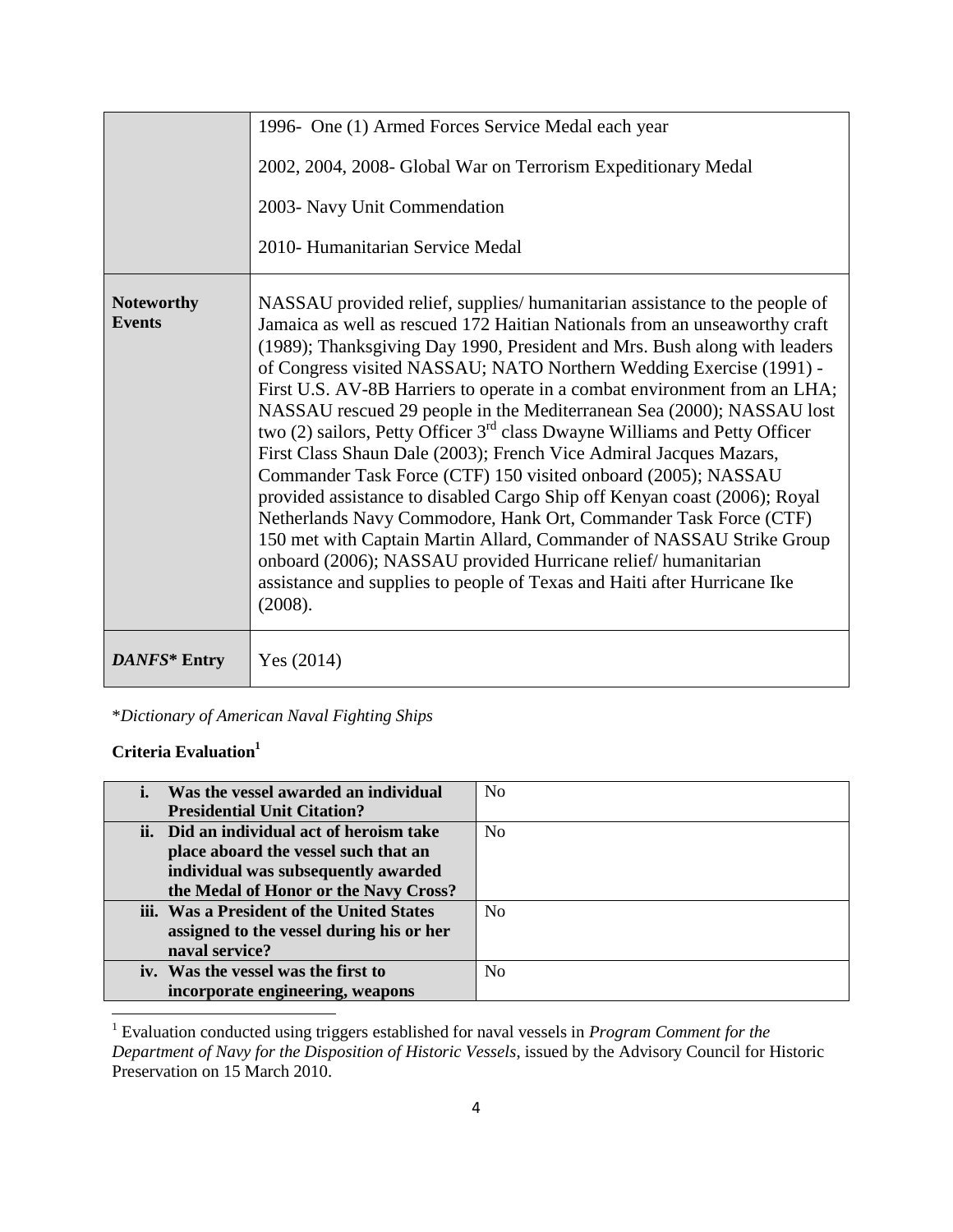| | |
|---|---|
| | 1996- One (1) Armed Forces Service Medal each year<br><br>2002, 2004, 2008- Global War on Terrorism Expeditionary Medal<br><br>2003- Navy Unit Commendation<br><br>2010- Humanitarian Service Medal |
| **Noteworthy Events** | NASSAU provided relief, supplies/ humanitarian assistance to the people of Jamaica as well as rescued 172 Haitian Nationals from an unseaworthy craft (1989); Thanksgiving Day 1990, President and Mrs. Bush along with leaders of Congress visited NASSAU; NATO Northern Wedding Exercise (1991) - First U.S. AV-8B Harriers to operate in a combat environment from an LHA; NASSAU rescued 29 people in the Mediterranean Sea (2000); NASSAU lost two (2) sailors, Petty Officer 3rd class Dwayne Williams and Petty Officer First Class Shaun Dale (2003); French Vice Admiral Jacques Mazars, Commander Task Force (CTF) 150 visited onboard (2005); NASSAU provided assistance to disabled Cargo Ship off Kenyan coast (2006); Royal Netherlands Navy Commodore, Hank Ort, Commander Task Force (CTF) 150 met with Captain Martin Allard, Commander of NASSAU Strike Group onboard (2006); NASSAU provided Hurricane relief/ humanitarian assistance and supplies to people of Texas and Haiti after Hurricane Ike (2008). |
| ***DANFS*\* Entry** | Yes (2014) |

\**Dictionary of American Naval Fighting Ships*

**Criteria Evaluation**[1]

| | |
|---|---|
| **i. Was the vessel awarded an individual Presidential Unit Citation?** | No |
| **ii. Did an individual act of heroism take place aboard the vessel such that an individual was subsequently awarded the Medal of Honor or the Navy Cross?** | No |
| **iii. Was a President of the United States assigned to the vessel during his or her naval service?** | No |
| **iv. Was the vessel was the first to incorporate engineering, weapons** | No |

[1] Evaluation conducted using triggers established for naval vessels in *Program Comment for the Department of Navy for the Disposition of Historic Vessels*, issued by the Advisory Council for Historic Preservation on 15 March 2010.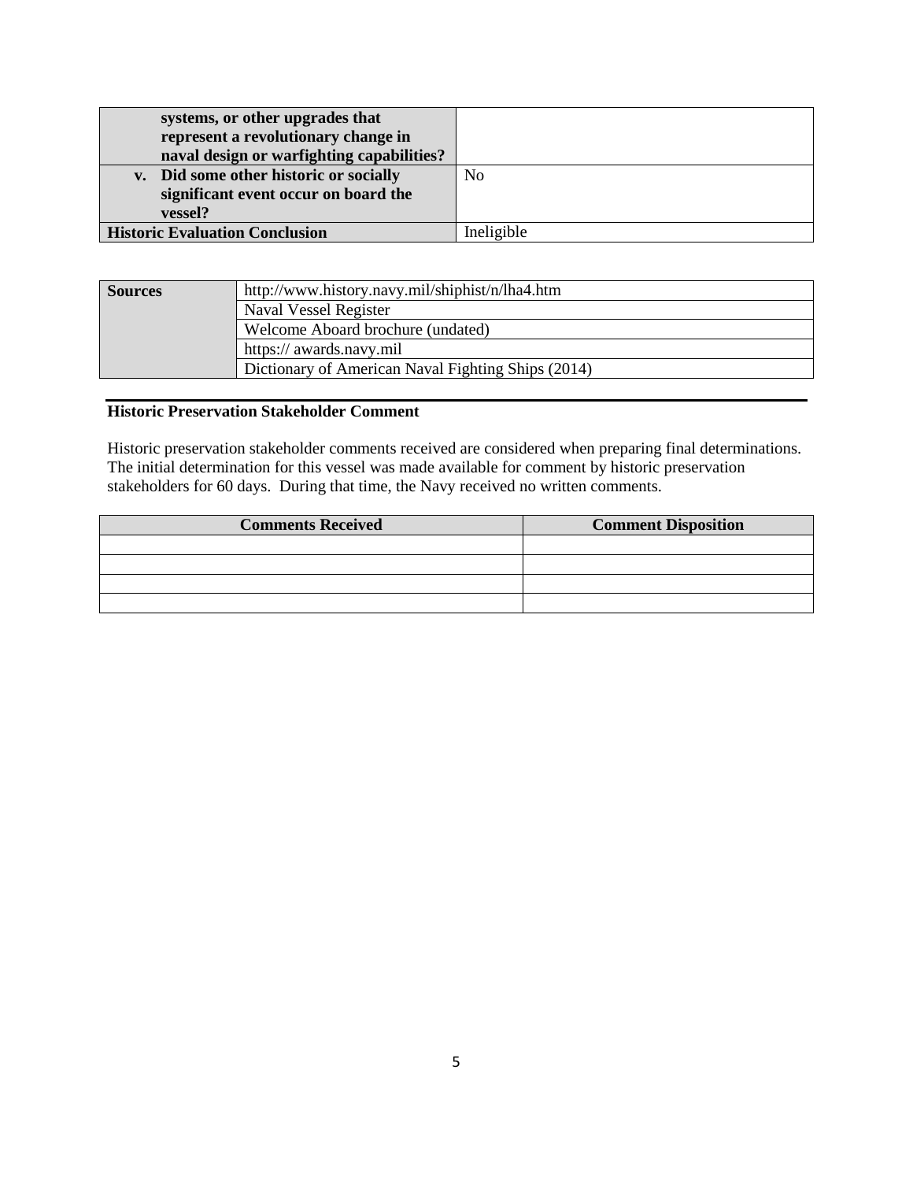| | |
|---|---|
| **systems, or other upgrades that represent a revolutionary change in naval design or warfighting capabilities?** | |
| **v. Did some other historic or socially significant event occur on board the vessel?** | No |
| **Historic Evaluation Conclusion** | Ineligible |

| | |
|---|---|
| **Sources** | http://www.history.navy.mil/shiphist/n/lha4.htm |
| | Naval Vessel Register |
| | Welcome Aboard brochure (undated) |
| | https:// awards.navy.mil |
| | Dictionary of American Naval Fighting Ships (2014) |

## Historic Preservation Stakeholder Comment

Historic preservation stakeholder comments received are considered when preparing final determinations. The initial determination for this vessel was made available for comment by historic preservation stakeholders for 60 days. During that time, the Navy received no written comments.

| Comments Received | Comment Disposition |
|---|---|
| | |
| | |
| | |
| | |